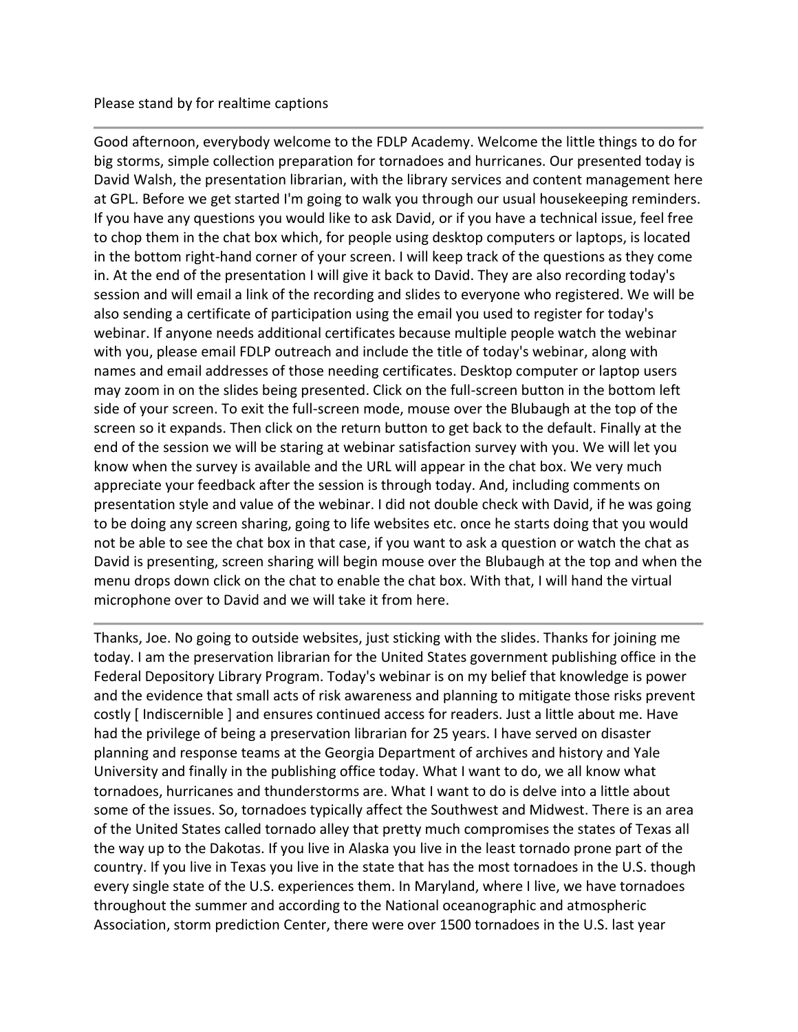Please stand by for realtime captions

---

Good afternoon, everybody welcome to the FDLP Academy. Welcome the little things to do for big storms, simple collection preparation for tornadoes and hurricanes. Our presented today is David Walsh, the presentation librarian, with the library services and content management here at GPL. Before we get started I'm going to walk you through our usual housekeeping reminders. If you have any questions you would like to ask David, or if you have a technical issue, feel free to chop them in the chat box which, for people using desktop computers or laptops, is located in the bottom right-hand corner of your screen. I will keep track of the questions as they come in. At the end of the presentation I will give it back to David. They are also recording today's session and will email a link of the recording and slides to everyone who registered. We will be also sending a certificate of participation using the email you used to register for today's webinar. If anyone needs additional certificates because multiple people watch the webinar with you, please email FDLP outreach and include the title of today's webinar, along with names and email addresses of those needing certificates. Desktop computer or laptop users may zoom in on the slides being presented. Click on the full-screen button in the bottom left side of your screen. To exit the full-screen mode, mouse over the Blubaugh at the top of the screen so it expands. Then click on the return button to get back to the default. Finally at the end of the session we will be staring at webinar satisfaction survey with you. We will let you know when the survey is available and the URL will appear in the chat box. We very much appreciate your feedback after the session is through today. And, including comments on presentation style and value of the webinar. I did not double check with David, if he was going to be doing any screen sharing, going to life websites etc. once he starts doing that you would not be able to see the chat box in that case, if you want to ask a question or watch the chat as David is presenting, screen sharing will begin mouse over the Blubaugh at the top and when the menu drops down click on the chat to enable the chat box. With that, I will hand the virtual microphone over to David and we will take it from here.

---

Thanks, Joe. No going to outside websites, just sticking with the slides. Thanks for joining me today. I am the preservation librarian for the United States government publishing office in the Federal Depository Library Program. Today's webinar is on my belief that knowledge is power and the evidence that small acts of risk awareness and planning to mitigate those risks prevent costly [ Indiscernible ] and ensures continued access for readers. Just a little about me. Have had the privilege of being a preservation librarian for 25 years. I have served on disaster planning and response teams at the Georgia Department of archives and history and Yale University and finally in the publishing office today. What I want to do, we all know what tornadoes, hurricanes and thunderstorms are. What I want to do is delve into a little about some of the issues. So, tornadoes typically affect the Southwest and Midwest. There is an area of the United States called tornado alley that pretty much compromises the states of Texas all the way up to the Dakotas. If you live in Alaska you live in the least tornado prone part of the country. If you live in Texas you live in the state that has the most tornadoes in the U.S. though every single state of the U.S. experiences them. In Maryland, where I live, we have tornadoes throughout the summer and according to the National oceanographic and atmospheric Association, storm prediction Center, there were over 1500 tornadoes in the U.S. last year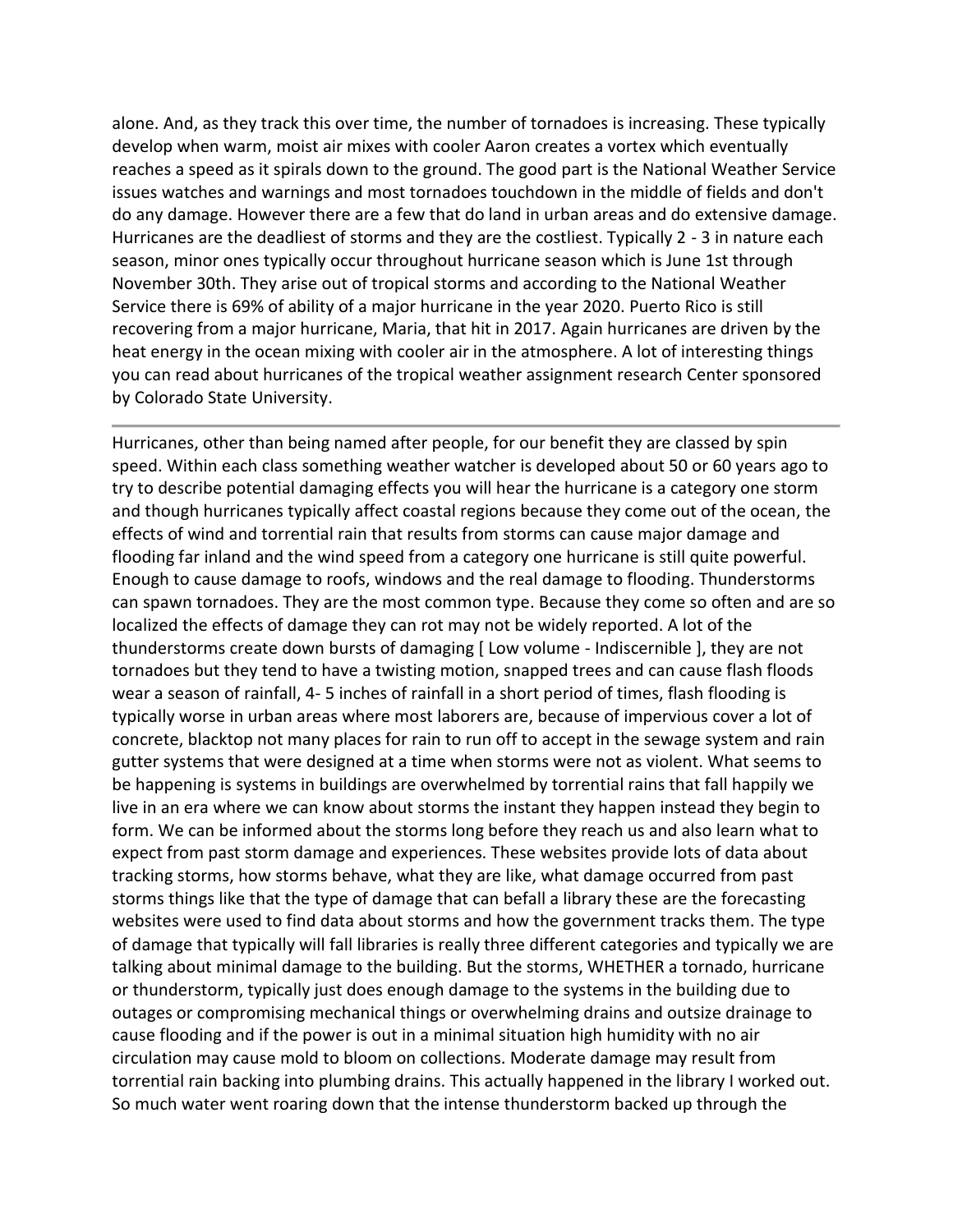alone. And, as they track this over time, the number of tornadoes is increasing. These typically develop when warm, moist air mixes with cooler Aaron creates a vortex which eventually reaches a speed as it spirals down to the ground. The good part is the National Weather Service issues watches and warnings and most tornadoes touchdown in the middle of fields and don't do any damage. However there are a few that do land in urban areas and do extensive damage. Hurricanes are the deadliest of storms and they are the costliest. Typically 2 - 3 in nature each season, minor ones typically occur throughout hurricane season which is June 1st through November 30th. They arise out of tropical storms and according to the National Weather Service there is 69% of ability of a major hurricane in the year 2020. Puerto Rico is still recovering from a major hurricane, Maria, that hit in 2017. Again hurricanes are driven by the heat energy in the ocean mixing with cooler air in the atmosphere. A lot of interesting things you can read about hurricanes of the tropical weather assignment research Center sponsored by Colorado State University.

---

Hurricanes, other than being named after people, for our benefit they are classed by spin speed. Within each class something weather watcher is developed about 50 or 60 years ago to try to describe potential damaging effects you will hear the hurricane is a category one storm and though hurricanes typically affect coastal regions because they come out of the ocean, the effects of wind and torrential rain that results from storms can cause major damage and flooding far inland and the wind speed from a category one hurricane is still quite powerful. Enough to cause damage to roofs, windows and the real damage to flooding. Thunderstorms can spawn tornadoes. They are the most common type. Because they come so often and are so localized the effects of damage they can rot may not be widely reported. A lot of the thunderstorms create down bursts of damaging [ Low volume - Indiscernible ], they are not tornadoes but they tend to have a twisting motion, snapped trees and can cause flash floods wear a season of rainfall, 4- 5 inches of rainfall in a short period of times, flash flooding is typically worse in urban areas where most laborers are, because of impervious cover a lot of concrete, blacktop not many places for rain to run off to accept in the sewage system and rain gutter systems that were designed at a time when storms were not as violent. What seems to be happening is systems in buildings are overwhelmed by torrential rains that fall happily we live in an era where we can know about storms the instant they happen instead they begin to form. We can be informed about the storms long before they reach us and also learn what to expect from past storm damage and experiences. These websites provide lots of data about tracking storms, how storms behave, what they are like, what damage occurred from past storms things like that the type of damage that can befall a library these are the forecasting websites were used to find data about storms and how the government tracks them. The type of damage that typically will fall libraries is really three different categories and typically we are talking about minimal damage to the building. But the storms, WHETHER a tornado, hurricane or thunderstorm, typically just does enough damage to the systems in the building due to outages or compromising mechanical things or overwhelming drains and outsize drainage to cause flooding and if the power is out in a minimal situation high humidity with no air circulation may cause mold to bloom on collections. Moderate damage may result from torrential rain backing into plumbing drains. This actually happened in the library I worked out. So much water went roaring down that the intense thunderstorm backed up through the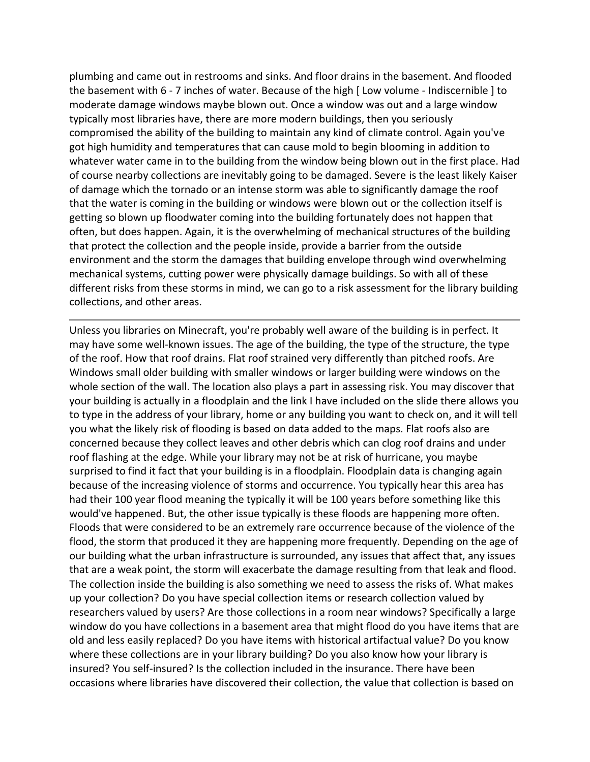plumbing and came out in restrooms and sinks. And floor drains in the basement. And flooded the basement with 6 - 7 inches of water. Because of the high [ Low volume - Indiscernible ] to moderate damage windows maybe blown out. Once a window was out and a large window typically most libraries have, there are more modern buildings, then you seriously compromised the ability of the building to maintain any kind of climate control. Again you've got high humidity and temperatures that can cause mold to begin blooming in addition to whatever water came in to the building from the window being blown out in the first place. Had of course nearby collections are inevitably going to be damaged. Severe is the least likely Kaiser of damage which the tornado or an intense storm was able to significantly damage the roof that the water is coming in the building or windows were blown out or the collection itself is getting so blown up floodwater coming into the building fortunately does not happen that often, but does happen. Again, it is the overwhelming of mechanical structures of the building that protect the collection and the people inside, provide a barrier from the outside environment and the storm the damages that building envelope through wind overwhelming mechanical systems, cutting power were physically damage buildings. So with all of these different risks from these storms in mind, we can go to a risk assessment for the library building collections, and other areas.

---

Unless you libraries on Minecraft, you're probably well aware of the building is in perfect. It may have some well-known issues. The age of the building, the type of the structure, the type of the roof. How that roof drains. Flat roof strained very differently than pitched roofs. Are Windows small older building with smaller windows or larger building were windows on the whole section of the wall. The location also plays a part in assessing risk. You may discover that your building is actually in a floodplain and the link I have included on the slide there allows you to type in the address of your library, home or any building you want to check on, and it will tell you what the likely risk of flooding is based on data added to the maps. Flat roofs also are concerned because they collect leaves and other debris which can clog roof drains and under roof flashing at the edge. While your library may not be at risk of hurricane, you maybe surprised to find it fact that your building is in a floodplain. Floodplain data is changing again because of the increasing violence of storms and occurrence. You typically hear this area has had their 100 year flood meaning the typically it will be 100 years before something like this would've happened. But, the other issue typically is these floods are happening more often. Floods that were considered to be an extremely rare occurrence because of the violence of the flood, the storm that produced it they are happening more frequently. Depending on the age of our building what the urban infrastructure is surrounded, any issues that affect that, any issues that are a weak point, the storm will exacerbate the damage resulting from that leak and flood. The collection inside the building is also something we need to assess the risks of. What makes up your collection? Do you have special collection items or research collection valued by researchers valued by users? Are those collections in a room near windows? Specifically a large window do you have collections in a basement area that might flood do you have items that are old and less easily replaced? Do you have items with historical artifactual value? Do you know where these collections are in your library building? Do you also know how your library is insured? You self-insured? Is the collection included in the insurance. There have been occasions where libraries have discovered their collection, the value that collection is based on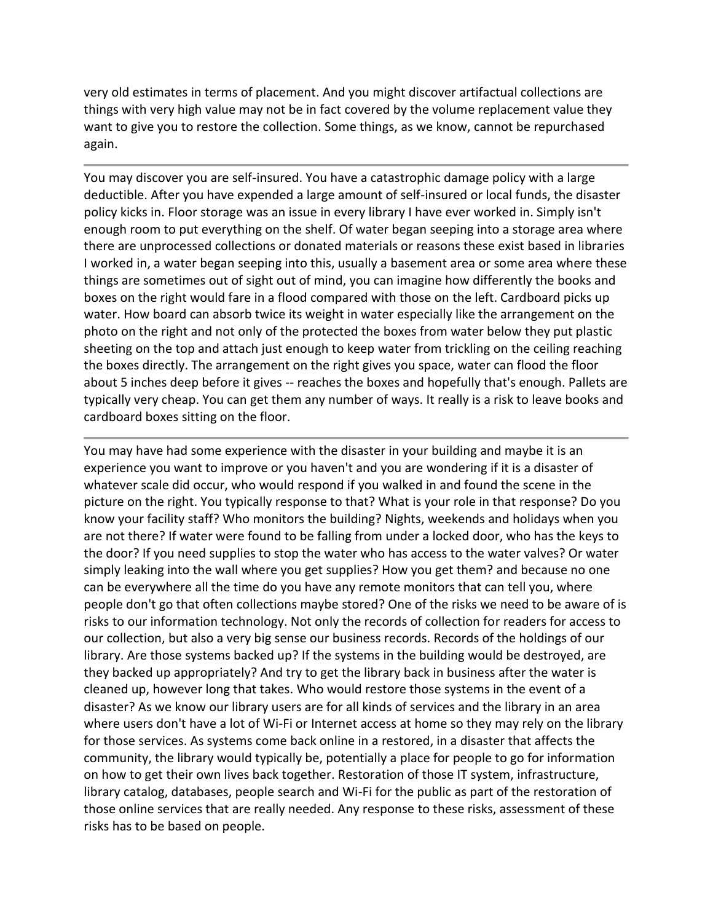very old estimates in terms of placement. And you might discover artifactual collections are things with very high value may not be in fact covered by the volume replacement value they want to give you to restore the collection. Some things, as we know, cannot be repurchased again.

---

You may discover you are self-insured. You have a catastrophic damage policy with a large deductible. After you have expended a large amount of self-insured or local funds, the disaster policy kicks in. Floor storage was an issue in every library I have ever worked in. Simply isn't enough room to put everything on the shelf. Of water began seeping into a storage area where there are unprocessed collections or donated materials or reasons these exist based in libraries I worked in, a water began seeping into this, usually a basement area or some area where these things are sometimes out of sight out of mind, you can imagine how differently the books and boxes on the right would fare in a flood compared with those on the left. Cardboard picks up water. How board can absorb twice its weight in water especially like the arrangement on the photo on the right and not only of the protected the boxes from water below they put plastic sheeting on the top and attach just enough to keep water from trickling on the ceiling reaching the boxes directly. The arrangement on the right gives you space, water can flood the floor about 5 inches deep before it gives -- reaches the boxes and hopefully that's enough. Pallets are typically very cheap. You can get them any number of ways. It really is a risk to leave books and cardboard boxes sitting on the floor.

---

You may have had some experience with the disaster in your building and maybe it is an experience you want to improve or you haven't and you are wondering if it is a disaster of whatever scale did occur, who would respond if you walked in and found the scene in the picture on the right. You typically response to that? What is your role in that response? Do you know your facility staff? Who monitors the building? Nights, weekends and holidays when you are not there? If water were found to be falling from under a locked door, who has the keys to the door? If you need supplies to stop the water who has access to the water valves? Or water simply leaking into the wall where you get supplies? How you get them? and because no one can be everywhere all the time do you have any remote monitors that can tell you, where people don't go that often collections maybe stored? One of the risks we need to be aware of is risks to our information technology. Not only the records of collection for readers for access to our collection, but also a very big sense our business records. Records of the holdings of our library. Are those systems backed up? If the systems in the building would be destroyed, are they backed up appropriately? And try to get the library back in business after the water is cleaned up, however long that takes. Who would restore those systems in the event of a disaster? As we know our library users are for all kinds of services and the library in an area where users don't have a lot of Wi-Fi or Internet access at home so they may rely on the library for those services. As systems come back online in a restored, in a disaster that affects the community, the library would typically be, potentially a place for people to go for information on how to get their own lives back together. Restoration of those IT system, infrastructure, library catalog, databases, people search and Wi-Fi for the public as part of the restoration of those online services that are really needed. Any response to these risks, assessment of these risks has to be based on people.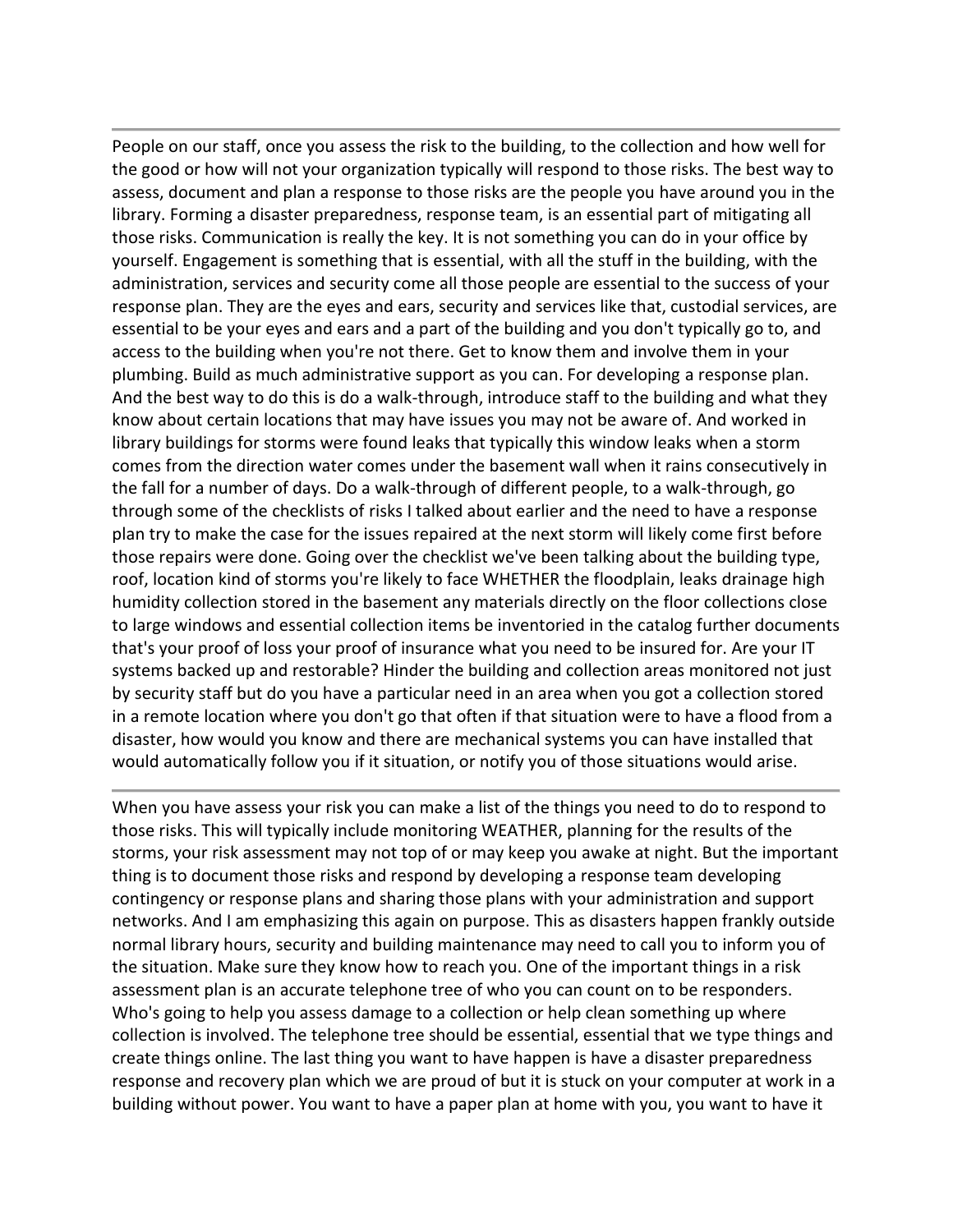---

People on our staff, once you assess the risk to the building, to the collection and how well for the good or how will not your organization typically will respond to those risks. The best way to assess, document and plan a response to those risks are the people you have around you in the library. Forming a disaster preparedness, response team, is an essential part of mitigating all those risks. Communication is really the key. It is not something you can do in your office by yourself. Engagement is something that is essential, with all the stuff in the building, with the administration, services and security come all those people are essential to the success of your response plan. They are the eyes and ears, security and services like that, custodial services, are essential to be your eyes and ears and a part of the building and you don't typically go to, and access to the building when you're not there. Get to know them and involve them in your plumbing. Build as much administrative support as you can. For developing a response plan. And the best way to do this is do a walk-through, introduce staff to the building and what they know about certain locations that may have issues you may not be aware of. And worked in library buildings for storms were found leaks that typically this window leaks when a storm comes from the direction water comes under the basement wall when it rains consecutively in the fall for a number of days. Do a walk-through of different people, to a walk-through, go through some of the checklists of risks I talked about earlier and the need to have a response plan try to make the case for the issues repaired at the next storm will likely come first before those repairs were done. Going over the checklist we've been talking about the building type, roof, location kind of storms you're likely to face WHETHER the floodplain, leaks drainage high humidity collection stored in the basement any materials directly on the floor collections close to large windows and essential collection items be inventoried in the catalog further documents that's your proof of loss your proof of insurance what you need to be insured for. Are your IT systems backed up and restorable? Hinder the building and collection areas monitored not just by security staff but do you have a particular need in an area when you got a collection stored in a remote location where you don't go that often if that situation were to have a flood from a disaster, how would you know and there are mechanical systems you can have installed that would automatically follow you if it situation, or notify you of those situations would arise.

---

When you have assess your risk you can make a list of the things you need to do to respond to those risks. This will typically include monitoring WEATHER, planning for the results of the storms, your risk assessment may not top of or may keep you awake at night. But the important thing is to document those risks and respond by developing a response team developing contingency or response plans and sharing those plans with your administration and support networks. And I am emphasizing this again on purpose. This as disasters happen frankly outside normal library hours, security and building maintenance may need to call you to inform you of the situation. Make sure they know how to reach you. One of the important things in a risk assessment plan is an accurate telephone tree of who you can count on to be responders. Who's going to help you assess damage to a collection or help clean something up where collection is involved. The telephone tree should be essential, essential that we type things and create things online. The last thing you want to have happen is have a disaster preparedness response and recovery plan which we are proud of but it is stuck on your computer at work in a building without power. You want to have a paper plan at home with you, you want to have it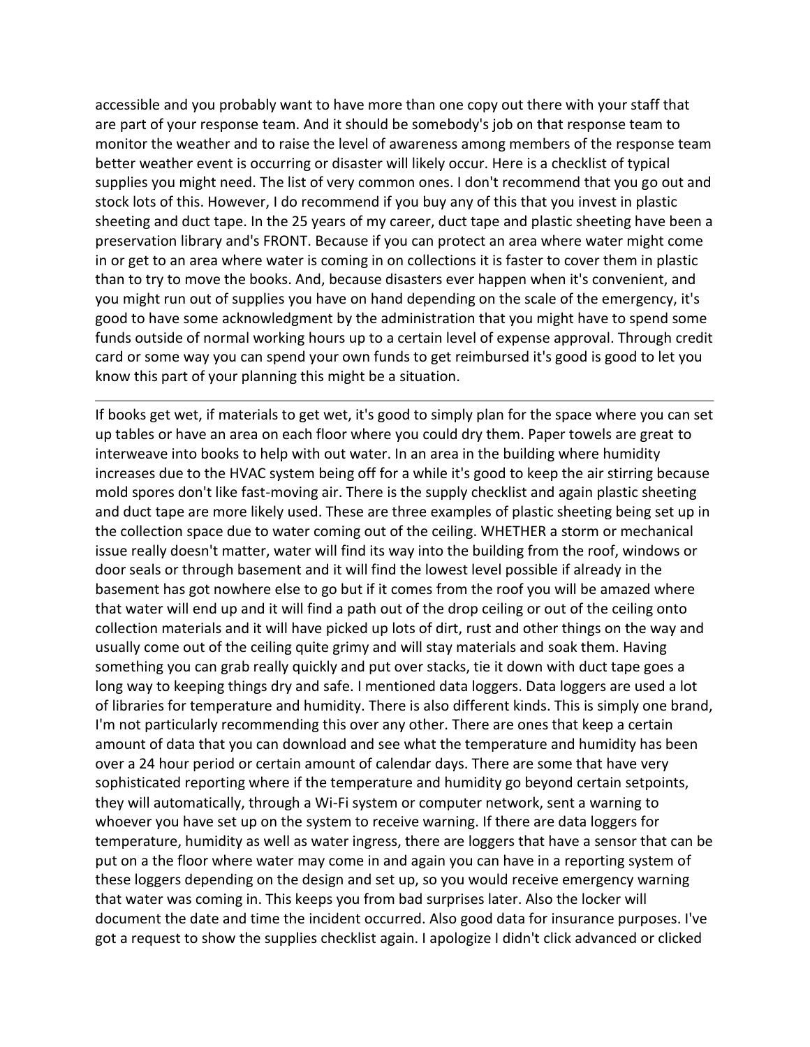accessible and you probably want to have more than one copy out there with your staff that are part of your response team. And it should be somebody's job on that response team to monitor the weather and to raise the level of awareness among members of the response team better weather event is occurring or disaster will likely occur. Here is a checklist of typical supplies you might need. The list of very common ones. I don't recommend that you go out and stock lots of this. However, I do recommend if you buy any of this that you invest in plastic sheeting and duct tape. In the 25 years of my career, duct tape and plastic sheeting have been a preservation library and's FRONT. Because if you can protect an area where water might come in or get to an area where water is coming in on collections it is faster to cover them in plastic than to try to move the books. And, because disasters ever happen when it's convenient, and you might run out of supplies you have on hand depending on the scale of the emergency, it's good to have some acknowledgment by the administration that you might have to spend some funds outside of normal working hours up to a certain level of expense approval. Through credit card or some way you can spend your own funds to get reimbursed it's good is good to let you know this part of your planning this might be a situation.

---

If books get wet, if materials to get wet, it's good to simply plan for the space where you can set up tables or have an area on each floor where you could dry them. Paper towels are great to interweave into books to help with out water. In an area in the building where humidity increases due to the HVAC system being off for a while it's good to keep the air stirring because mold spores don't like fast-moving air. There is the supply checklist and again plastic sheeting and duct tape are more likely used. These are three examples of plastic sheeting being set up in the collection space due to water coming out of the ceiling. WHETHER a storm or mechanical issue really doesn't matter, water will find its way into the building from the roof, windows or door seals or through basement and it will find the lowest level possible if already in the basement has got nowhere else to go but if it comes from the roof you will be amazed where that water will end up and it will find a path out of the drop ceiling or out of the ceiling onto collection materials and it will have picked up lots of dirt, rust and other things on the way and usually come out of the ceiling quite grimy and will stay materials and soak them. Having something you can grab really quickly and put over stacks, tie it down with duct tape goes a long way to keeping things dry and safe. I mentioned data loggers. Data loggers are used a lot of libraries for temperature and humidity. There is also different kinds. This is simply one brand, I'm not particularly recommending this over any other. There are ones that keep a certain amount of data that you can download and see what the temperature and humidity has been over a 24 hour period or certain amount of calendar days. There are some that have very sophisticated reporting where if the temperature and humidity go beyond certain setpoints, they will automatically, through a Wi-Fi system or computer network, sent a warning to whoever you have set up on the system to receive warning. If there are data loggers for temperature, humidity as well as water ingress, there are loggers that have a sensor that can be put on a the floor where water may come in and again you can have in a reporting system of these loggers depending on the design and set up, so you would receive emergency warning that water was coming in. This keeps you from bad surprises later. Also the locker will document the date and time the incident occurred. Also good data for insurance purposes. I've got a request to show the supplies checklist again. I apologize I didn't click advanced or clicked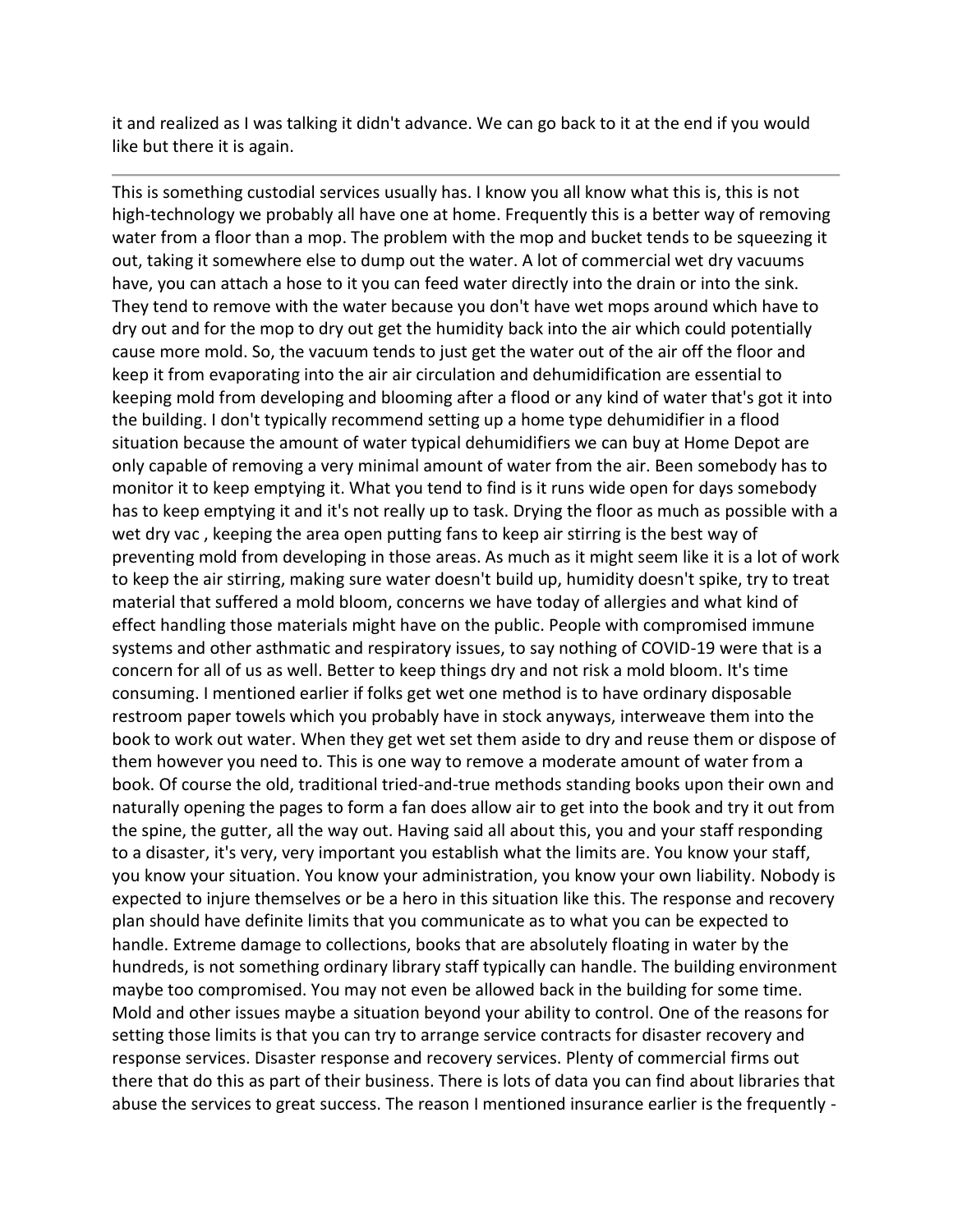it and realized as I was talking it didn't advance. We can go back to it at the end if you would like but there it is again.

---

This is something custodial services usually has. I know you all know what this is, this is not high-technology we probably all have one at home. Frequently this is a better way of removing water from a floor than a mop. The problem with the mop and bucket tends to be squeezing it out, taking it somewhere else to dump out the water. A lot of commercial wet dry vacuums have, you can attach a hose to it you can feed water directly into the drain or into the sink. They tend to remove with the water because you don't have wet mops around which have to dry out and for the mop to dry out get the humidity back into the air which could potentially cause more mold. So, the vacuum tends to just get the water out of the air off the floor and keep it from evaporating into the air air circulation and dehumidification are essential to keeping mold from developing and blooming after a flood or any kind of water that's got it into the building. I don't typically recommend setting up a home type dehumidifier in a flood situation because the amount of water typical dehumidifiers we can buy at Home Depot are only capable of removing a very minimal amount of water from the air. Been somebody has to monitor it to keep emptying it. What you tend to find is it runs wide open for days somebody has to keep emptying it and it's not really up to task. Drying the floor as much as possible with a wet dry vac , keeping the area open putting fans to keep air stirring is the best way of preventing mold from developing in those areas. As much as it might seem like it is a lot of work to keep the air stirring, making sure water doesn't build up, humidity doesn't spike, try to treat material that suffered a mold bloom, concerns we have today of allergies and what kind of effect handling those materials might have on the public. People with compromised immune systems and other asthmatic and respiratory issues, to say nothing of COVID-19 were that is a concern for all of us as well. Better to keep things dry and not risk a mold bloom. It's time consuming. I mentioned earlier if folks get wet one method is to have ordinary disposable restroom paper towels which you probably have in stock anyways, interweave them into the book to work out water. When they get wet set them aside to dry and reuse them or dispose of them however you need to. This is one way to remove a moderate amount of water from a book. Of course the old, traditional tried-and-true methods standing books upon their own and naturally opening the pages to form a fan does allow air to get into the book and try it out from the spine, the gutter, all the way out. Having said all about this, you and your staff responding to a disaster, it's very, very important you establish what the limits are. You know your staff, you know your situation. You know your administration, you know your own liability. Nobody is expected to injure themselves or be a hero in this situation like this. The response and recovery plan should have definite limits that you communicate as to what you can be expected to handle. Extreme damage to collections, books that are absolutely floating in water by the hundreds, is not something ordinary library staff typically can handle. The building environment maybe too compromised. You may not even be allowed back in the building for some time. Mold and other issues maybe a situation beyond your ability to control. One of the reasons for setting those limits is that you can try to arrange service contracts for disaster recovery and response services. Disaster response and recovery services. Plenty of commercial firms out there that do this as part of their business. There is lots of data you can find about libraries that abuse the services to great success. The reason I mentioned insurance earlier is the frequently -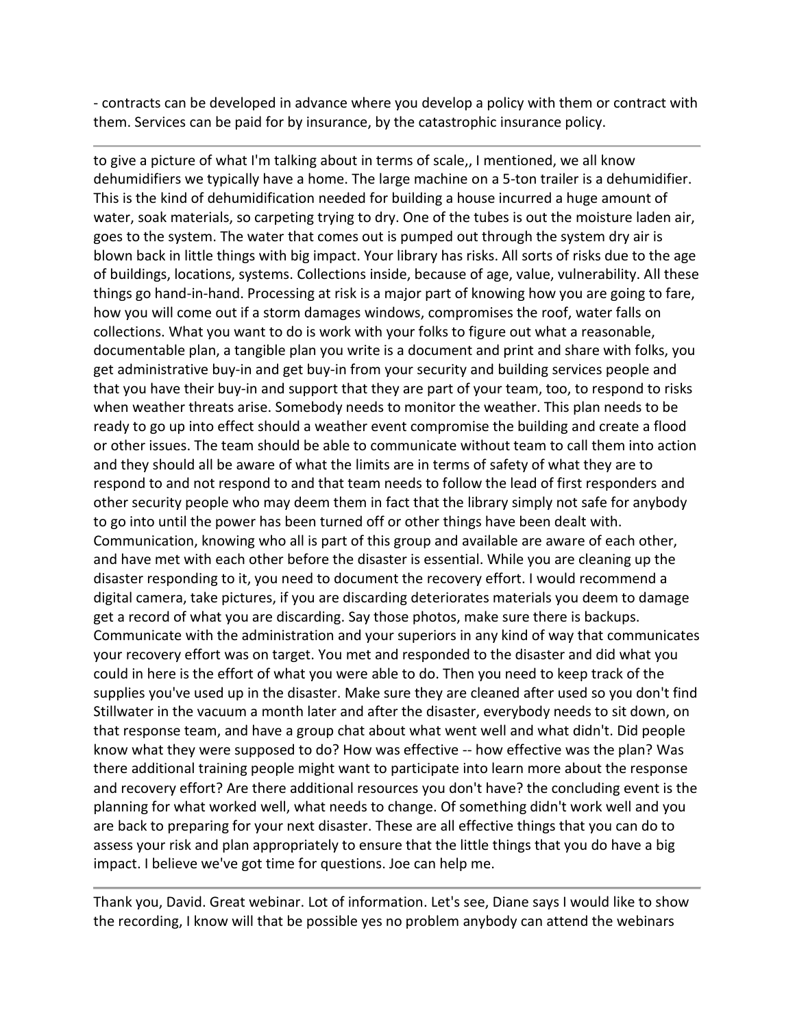- contracts can be developed in advance where you develop a policy with them or contract with them. Services can be paid for by insurance, by the catastrophic insurance policy.

---

to give a picture of what I'm talking about in terms of scale,, I mentioned, we all know dehumidifiers we typically have a home. The large machine on a 5-ton trailer is a dehumidifier. This is the kind of dehumidification needed for building a house incurred a huge amount of water, soak materials, so carpeting trying to dry. One of the tubes is out the moisture laden air, goes to the system. The water that comes out is pumped out through the system dry air is blown back in little things with big impact. Your library has risks. All sorts of risks due to the age of buildings, locations, systems. Collections inside, because of age, value, vulnerability. All these things go hand-in-hand. Processing at risk is a major part of knowing how you are going to fare, how you will come out if a storm damages windows, compromises the roof, water falls on collections. What you want to do is work with your folks to figure out what a reasonable, documentable plan, a tangible plan you write is a document and print and share with folks, you get administrative buy-in and get buy-in from your security and building services people and that you have their buy-in and support that they are part of your team, too, to respond to risks when weather threats arise. Somebody needs to monitor the weather. This plan needs to be ready to go up into effect should a weather event compromise the building and create a flood or other issues. The team should be able to communicate without team to call them into action and they should all be aware of what the limits are in terms of safety of what they are to respond to and not respond to and that team needs to follow the lead of first responders and other security people who may deem them in fact that the library simply not safe for anybody to go into until the power has been turned off or other things have been dealt with. Communication, knowing who all is part of this group and available are aware of each other, and have met with each other before the disaster is essential. While you are cleaning up the disaster responding to it, you need to document the recovery effort. I would recommend a digital camera, take pictures, if you are discarding deteriorates materials you deem to damage get a record of what you are discarding. Say those photos, make sure there is backups. Communicate with the administration and your superiors in any kind of way that communicates your recovery effort was on target. You met and responded to the disaster and did what you could in here is the effort of what you were able to do. Then you need to keep track of the supplies you've used up in the disaster. Make sure they are cleaned after used so you don't find Stillwater in the vacuum a month later and after the disaster, everybody needs to sit down, on that response team, and have a group chat about what went well and what didn't. Did people know what they were supposed to do? How was effective -- how effective was the plan? Was there additional training people might want to participate into learn more about the response and recovery effort? Are there additional resources you don't have? the concluding event is the planning for what worked well, what needs to change. Of something didn't work well and you are back to preparing for your next disaster. These are all effective things that you can do to assess your risk and plan appropriately to ensure that the little things that you do have a big impact. I believe we've got time for questions. Joe can help me.

---

Thank you, David. Great webinar. Lot of information. Let's see, Diane says I would like to show the recording, I know will that be possible yes no problem anybody can attend the webinars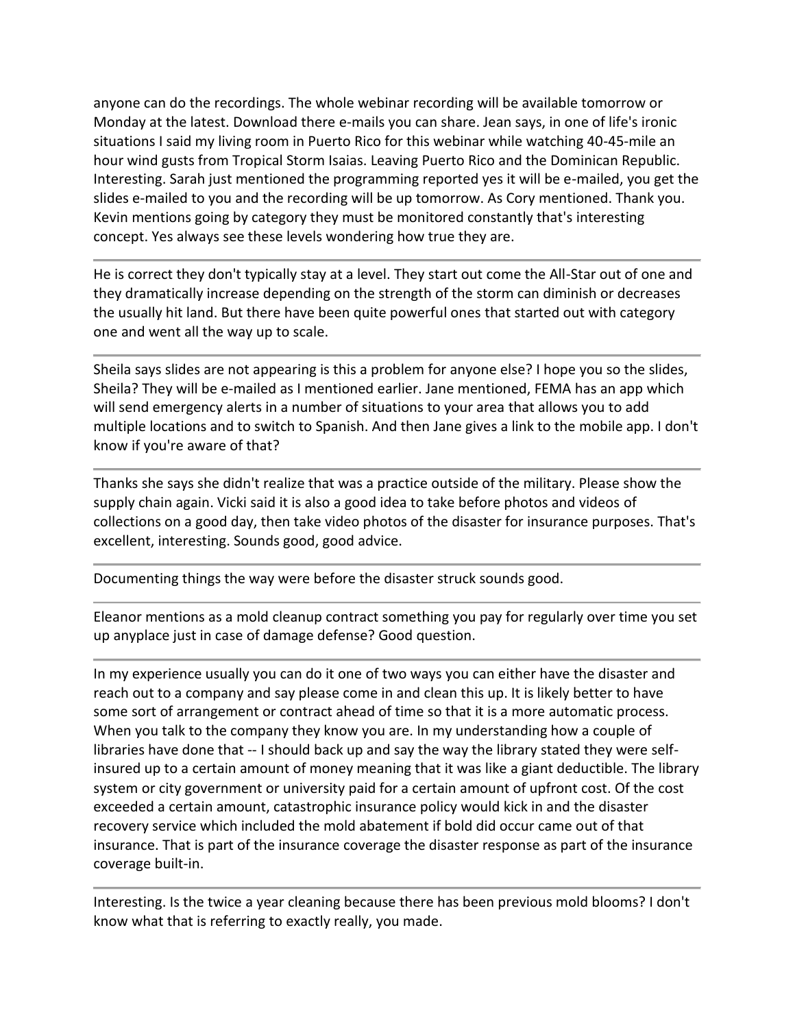anyone can do the recordings. The whole webinar recording will be available tomorrow or Monday at the latest. Download there e-mails you can share. Jean says, in one of life's ironic situations I said my living room in Puerto Rico for this webinar while watching 40-45-mile an hour wind gusts from Tropical Storm Isaias. Leaving Puerto Rico and the Dominican Republic. Interesting. Sarah just mentioned the programming reported yes it will be e-mailed, you get the slides e-mailed to you and the recording will be up tomorrow. As Cory mentioned. Thank you. Kevin mentions going by category they must be monitored constantly that's interesting concept. Yes always see these levels wondering how true they are.

---

He is correct they don't typically stay at a level. They start out come the All-Star out of one and they dramatically increase depending on the strength of the storm can diminish or decreases the usually hit land. But there have been quite powerful ones that started out with category one and went all the way up to scale.

---

Sheila says slides are not appearing is this a problem for anyone else? I hope you so the slides, Sheila? They will be e-mailed as I mentioned earlier. Jane mentioned, FEMA has an app which will send emergency alerts in a number of situations to your area that allows you to add multiple locations and to switch to Spanish. And then Jane gives a link to the mobile app. I don't know if you're aware of that?

---

Thanks she says she didn't realize that was a practice outside of the military. Please show the supply chain again. Vicki said it is also a good idea to take before photos and videos of collections on a good day, then take video photos of the disaster for insurance purposes. That's excellent, interesting. Sounds good, good advice.

---

Documenting things the way were before the disaster struck sounds good.

---

Eleanor mentions as a mold cleanup contract something you pay for regularly over time you set up anyplace just in case of damage defense? Good question.

---

In my experience usually you can do it one of two ways you can either have the disaster and reach out to a company and say please come in and clean this up. It is likely better to have some sort of arrangement or contract ahead of time so that it is a more automatic process. When you talk to the company they know you are. In my understanding how a couple of libraries have done that -- I should back up and say the way the library stated they were self-insured up to a certain amount of money meaning that it was like a giant deductible. The library system or city government or university paid for a certain amount of upfront cost. Of the cost exceeded a certain amount, catastrophic insurance policy would kick in and the disaster recovery service which included the mold abatement if bold did occur came out of that insurance. That is part of the insurance coverage the disaster response as part of the insurance coverage built-in.

---

Interesting. Is the twice a year cleaning because there has been previous mold blooms? I don't know what that is referring to exactly really, you made.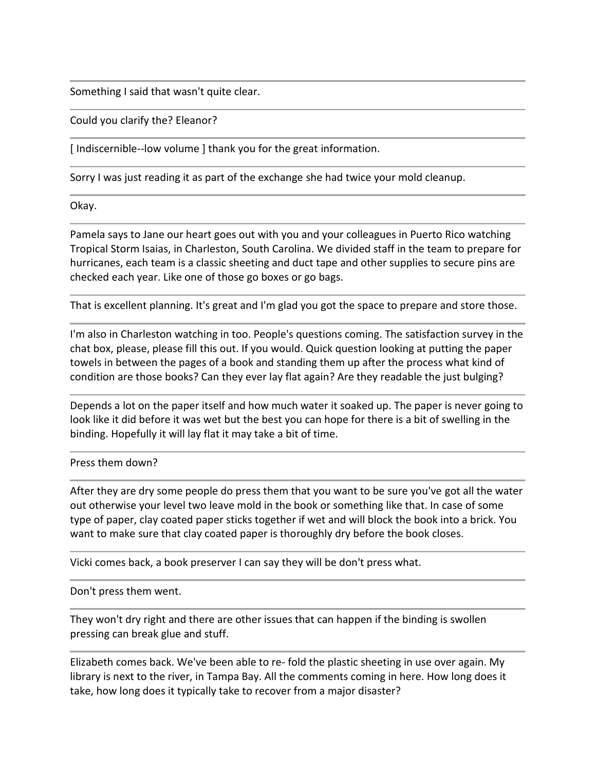Something I said that wasn't quite clear.

---

Could you clarify the? Eleanor?

---

[ Indiscernible--low volume ] thank you for the great information.

---

Sorry I was just reading it as part of the exchange she had twice your mold cleanup.

---

Okay.

---

Pamela says to Jane our heart goes out with you and your colleagues in Puerto Rico watching Tropical Storm Isaias, in Charleston, South Carolina. We divided staff in the team to prepare for hurricanes, each team is a classic sheeting and duct tape and other supplies to secure pins are checked each year. Like one of those go boxes or go bags.

---

That is excellent planning. It's great and I'm glad you got the space to prepare and store those.

---

I'm also in Charleston watching in too. People's questions coming. The satisfaction survey in the chat box, please, please fill this out. If you would. Quick question looking at putting the paper towels in between the pages of a book and standing them up after the process what kind of condition are those books? Can they ever lay flat again? Are they readable the just bulging?

---

Depends a lot on the paper itself and how much water it soaked up. The paper is never going to look like it did before it was wet but the best you can hope for there is a bit of swelling in the binding. Hopefully it will lay flat it may take a bit of time.

---

Press them down?

---

After they are dry some people do press them that you want to be sure you've got all the water out otherwise your level two leave mold in the book or something like that. In case of some type of paper, clay coated paper sticks together if wet and will block the book into a brick. You want to make sure that clay coated paper is thoroughly dry before the book closes.

---

Vicki comes back, a book preserver I can say they will be don't press what.

---

Don't press them went.

---

They won't dry right and there are other issues that can happen if the binding is swollen pressing can break glue and stuff.

---

Elizabeth comes back. We've been able to re- fold the plastic sheeting in use over again. My library is next to the river, in Tampa Bay. All the comments coming in here. How long does it take, how long does it typically take to recover from a major disaster?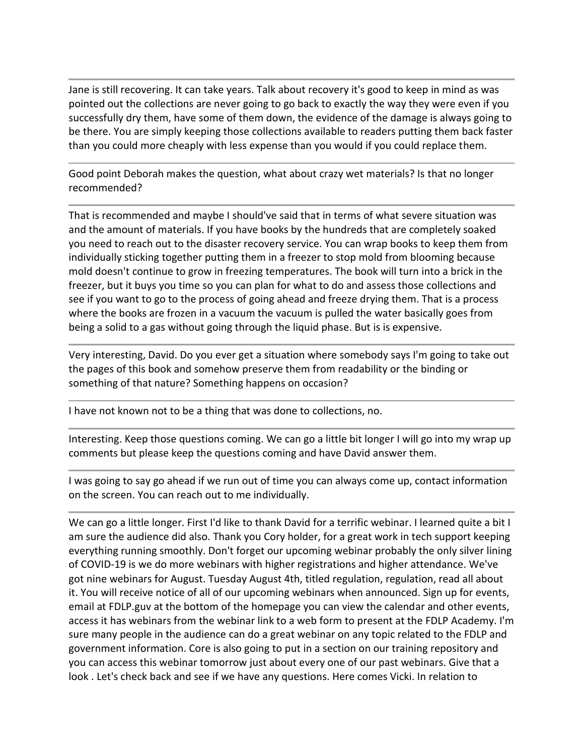Jane is still recovering. It can take years. Talk about recovery it's good to keep in mind as was pointed out the collections are never going to go back to exactly the way they were even if you successfully dry them, have some of them down, the evidence of the damage is always going to be there. You are simply keeping those collections available to readers putting them back faster than you could more cheaply with less expense than you would if you could replace them.

---

Good point Deborah makes the question, what about crazy wet materials? Is that no longer recommended?

---

That is recommended and maybe I should've said that in terms of what severe situation was and the amount of materials. If you have books by the hundreds that are completely soaked you need to reach out to the disaster recovery service. You can wrap books to keep them from individually sticking together putting them in a freezer to stop mold from blooming because mold doesn't continue to grow in freezing temperatures. The book will turn into a brick in the freezer, but it buys you time so you can plan for what to do and assess those collections and see if you want to go to the process of going ahead and freeze drying them. That is a process where the books are frozen in a vacuum the vacuum is pulled the water basically goes from being a solid to a gas without going through the liquid phase. But is is expensive.

---

Very interesting, David. Do you ever get a situation where somebody says I'm going to take out the pages of this book and somehow preserve them from readability or the binding or something of that nature? Something happens on occasion?

---

I have not known not to be a thing that was done to collections, no.

---

Interesting. Keep those questions coming. We can go a little bit longer I will go into my wrap up comments but please keep the questions coming and have David answer them.

---

I was going to say go ahead if we run out of time you can always come up, contact information on the screen. You can reach out to me individually.

---

We can go a little longer. First I'd like to thank David for a terrific webinar. I learned quite a bit I am sure the audience did also. Thank you Cory holder, for a great work in tech support keeping everything running smoothly. Don't forget our upcoming webinar probably the only silver lining of COVID-19 is we do more webinars with higher registrations and higher attendance. We've got nine webinars for August. Tuesday August 4th, titled regulation, regulation, read all about it. You will receive notice of all of our upcoming webinars when announced. Sign up for events, email at FDLP.guv at the bottom of the homepage you can view the calendar and other events, access it has webinars from the webinar link to a web form to present at the FDLP Academy. I'm sure many people in the audience can do a great webinar on any topic related to the FDLP and government information. Core is also going to put in a section on our training repository and you can access this webinar tomorrow just about every one of our past webinars. Give that a look . Let's check back and see if we have any questions. Here comes Vicki. In relation to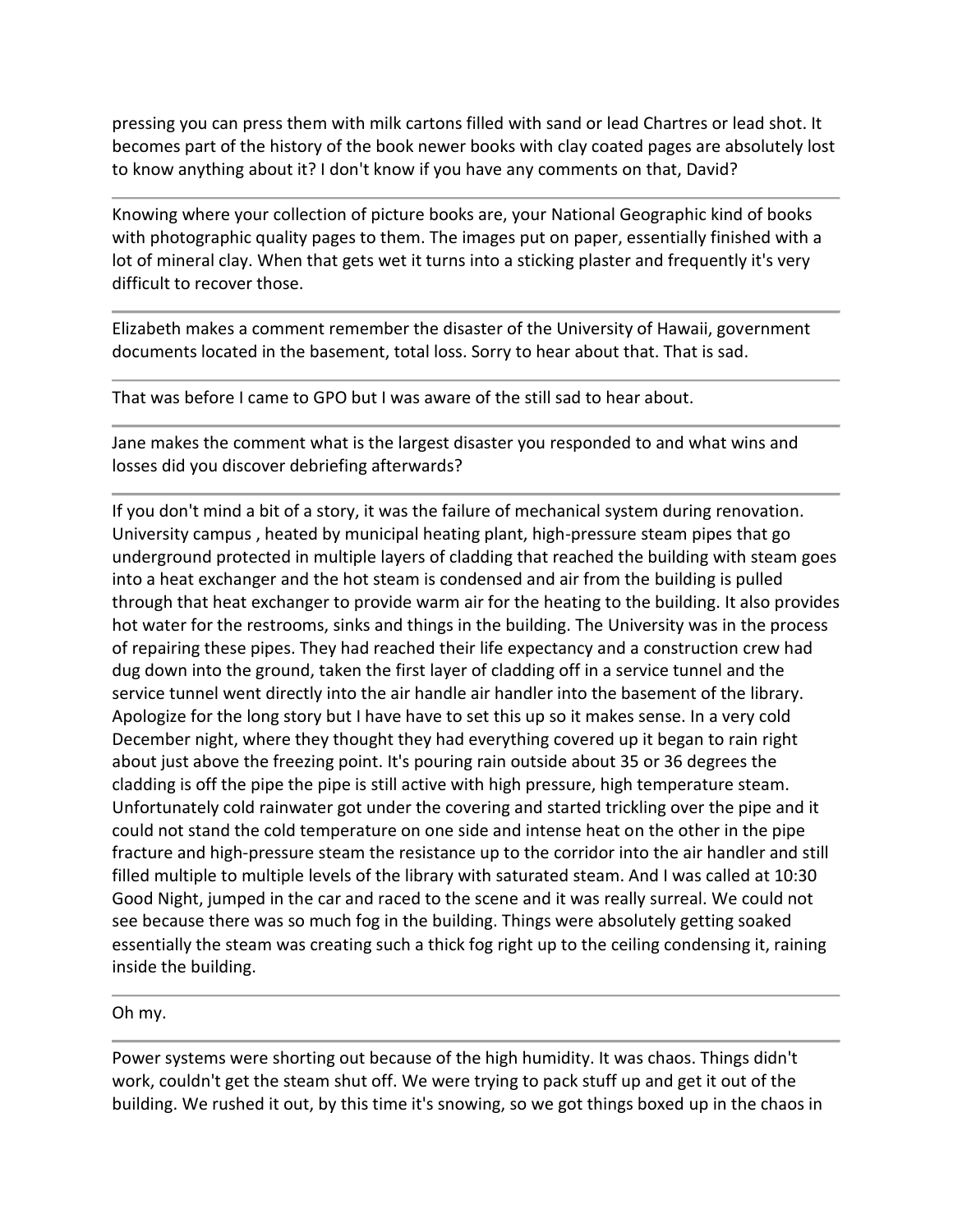pressing you can press them with milk cartons filled with sand or lead Chartres or lead shot. It becomes part of the history of the book newer books with clay coated pages are absolutely lost to know anything about it? I don't know if you have any comments on that, David?

---

Knowing where your collection of picture books are, your National Geographic kind of books with photographic quality pages to them. The images put on paper, essentially finished with a lot of mineral clay. When that gets wet it turns into a sticking plaster and frequently it's very difficult to recover those.

---

Elizabeth makes a comment remember the disaster of the University of Hawaii, government documents located in the basement, total loss. Sorry to hear about that. That is sad.

---

That was before I came to GPO but I was aware of the still sad to hear about.

---

Jane makes the comment what is the largest disaster you responded to and what wins and losses did you discover debriefing afterwards?

---

If you don't mind a bit of a story, it was the failure of mechanical system during renovation. University campus , heated by municipal heating plant, high-pressure steam pipes that go underground protected in multiple layers of cladding that reached the building with steam goes into a heat exchanger and the hot steam is condensed and air from the building is pulled through that heat exchanger to provide warm air for the heating to the building. It also provides hot water for the restrooms, sinks and things in the building. The University was in the process of repairing these pipes. They had reached their life expectancy and a construction crew had dug down into the ground, taken the first layer of cladding off in a service tunnel and the service tunnel went directly into the air handle air handler into the basement of the library. Apologize for the long story but I have have to set this up so it makes sense. In a very cold December night, where they thought they had everything covered up it began to rain right about just above the freezing point. It's pouring rain outside about 35 or 36 degrees the cladding is off the pipe the pipe is still active with high pressure, high temperature steam. Unfortunately cold rainwater got under the covering and started trickling over the pipe and it could not stand the cold temperature on one side and intense heat on the other in the pipe fracture and high-pressure steam the resistance up to the corridor into the air handler and still filled multiple to multiple levels of the library with saturated steam. And I was called at 10:30 Good Night, jumped in the car and raced to the scene and it was really surreal. We could not see because there was so much fog in the building. Things were absolutely getting soaked essentially the steam was creating such a thick fog right up to the ceiling condensing it, raining inside the building.

---

Oh my.

---

Power systems were shorting out because of the high humidity. It was chaos. Things didn't work, couldn't get the steam shut off. We were trying to pack stuff up and get it out of the building. We rushed it out, by this time it's snowing, so we got things boxed up in the chaos in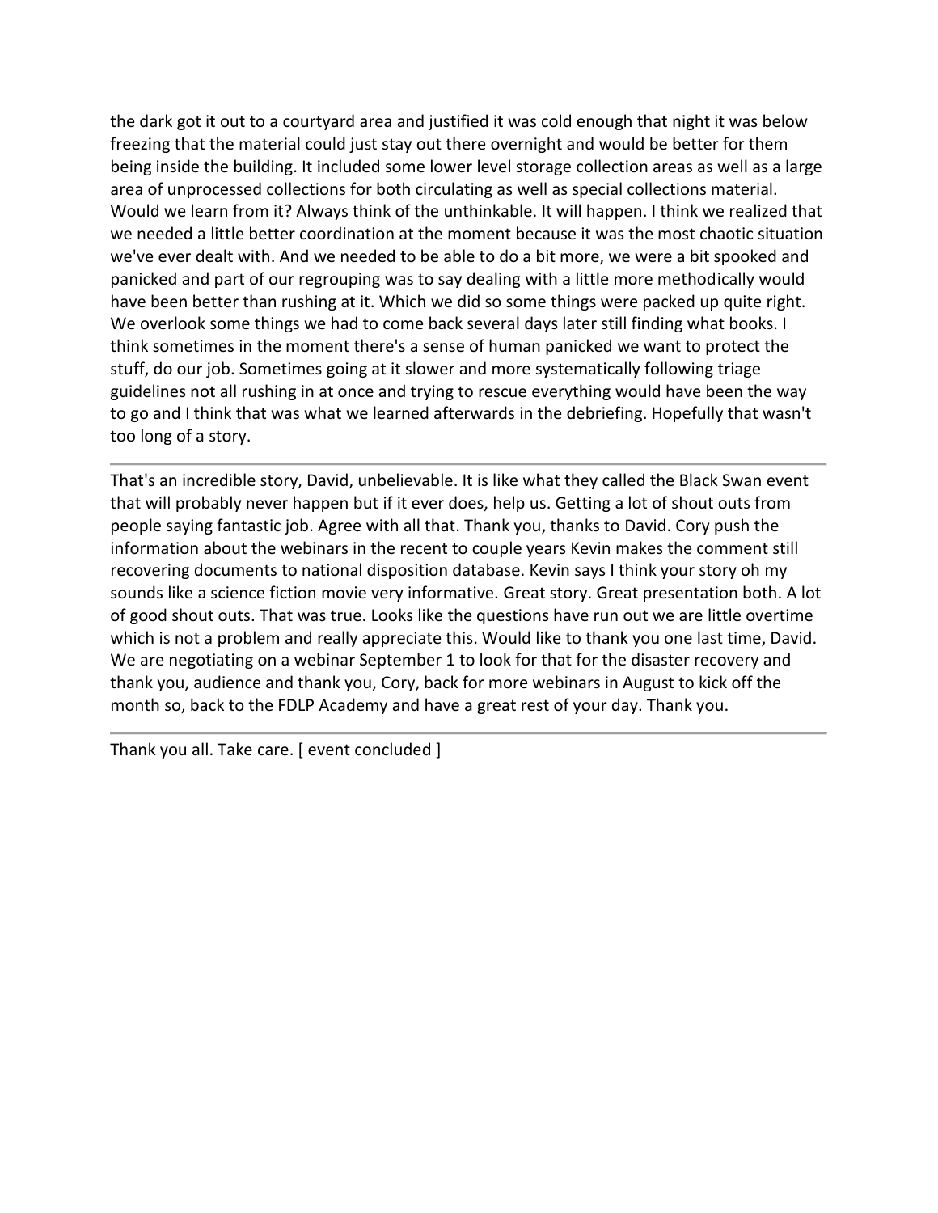the dark got it out to a courtyard area and justified it was cold enough that night it was below freezing that the material could just stay out there overnight and would be better for them being inside the building. It included some lower level storage collection areas as well as a large area of unprocessed collections for both circulating as well as special collections material. Would we learn from it? Always think of the unthinkable. It will happen. I think we realized that we needed a little better coordination at the moment because it was the most chaotic situation we've ever dealt with. And we needed to be able to do a bit more, we were a bit spooked and panicked and part of our regrouping was to say dealing with a little more methodically would have been better than rushing at it. Which we did so some things were packed up quite right. We overlook some things we had to come back several days later still finding what books. I think sometimes in the moment there's a sense of human panicked we want to protect the stuff, do our job. Sometimes going at it slower and more systematically following triage guidelines not all rushing in at once and trying to rescue everything would have been the way to go and I think that was what we learned afterwards in the debriefing. Hopefully that wasn't too long of a story.

---

That's an incredible story, David, unbelievable. It is like what they called the Black Swan event that will probably never happen but if it ever does, help us. Getting a lot of shout outs from people saying fantastic job. Agree with all that. Thank you, thanks to David. Cory push the information about the webinars in the recent to couple years Kevin makes the comment still recovering documents to national disposition database. Kevin says I think your story oh my sounds like a science fiction movie very informative. Great story. Great presentation both. A lot of good shout outs. That was true. Looks like the questions have run out we are little overtime which is not a problem and really appreciate this. Would like to thank you one last time, David. We are negotiating on a webinar September 1 to look for that for the disaster recovery and thank you, audience and thank you, Cory, back for more webinars in August to kick off the month so, back to the FDLP Academy and have a great rest of your day. Thank you.

---

Thank you all. Take care. [ event concluded ]